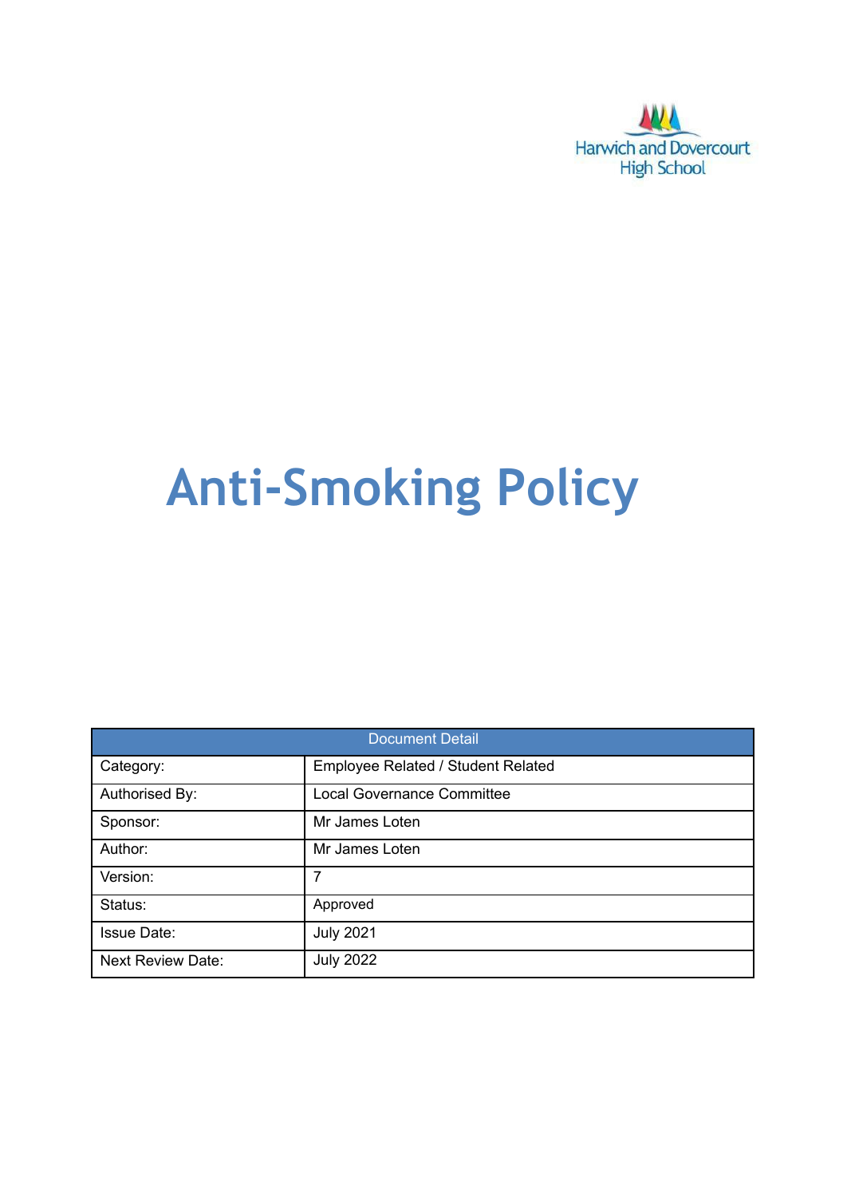Harwich and Dovercourt High School

# Anti-Smoking Policy

| Document Detail | |
|---|---|
| Category: | Employee Related / Student Related |
| Authorised By: | Local Governance Committee |
| Sponsor: | Mr James Loten |
| Author: | Mr James Loten |
| Version: | 7 |
| Status: | Approved |
| Issue Date: | July 2021 |
| Next Review Date: | July 2022 |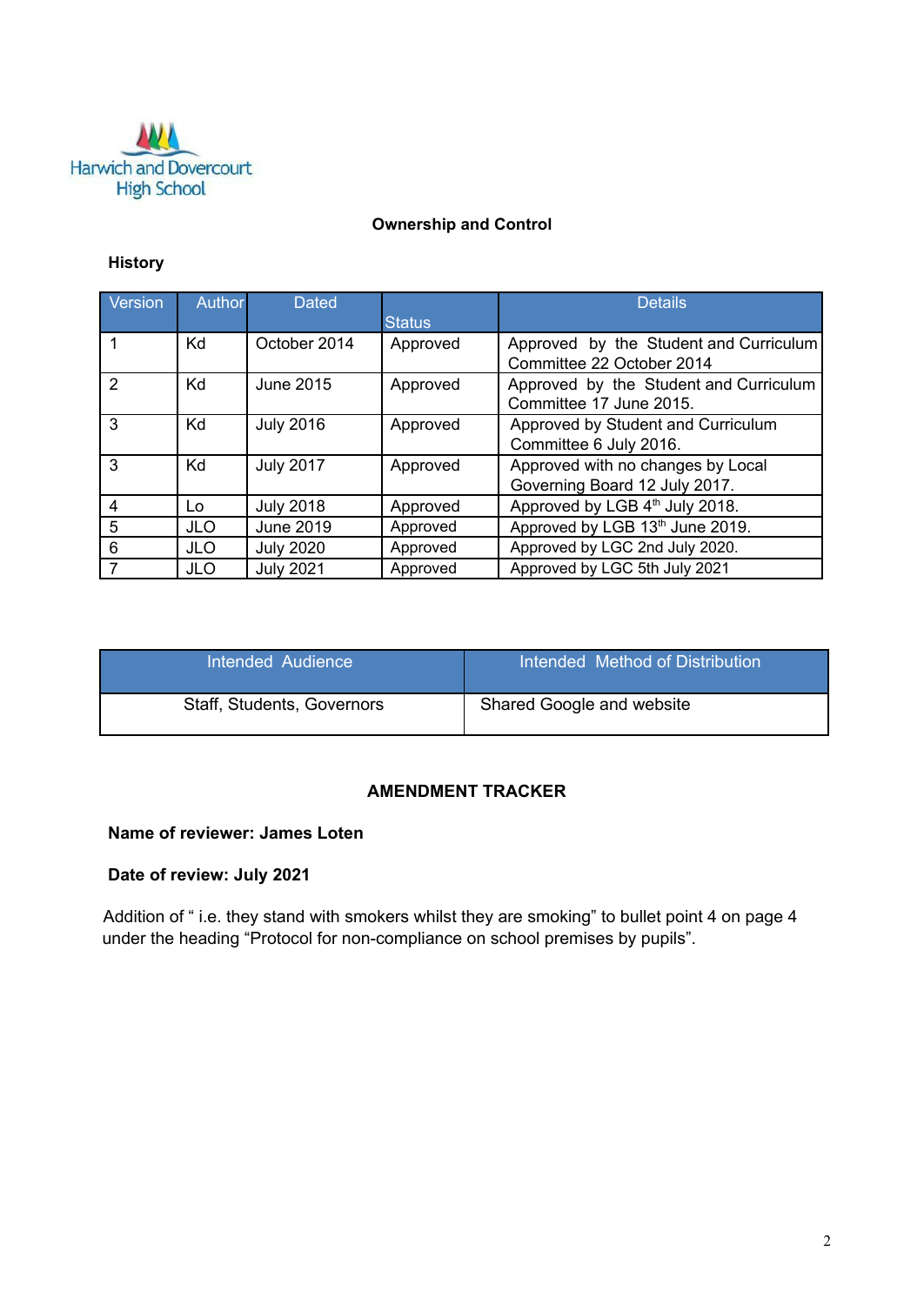Harwich and Dovercourt High School

## Ownership and Control

### History

| Version | Author | Dated | Status | Details |
|---|---|---|---|---|
| 1 | Kd | October 2014 | Approved | Approved by the Student and Curriculum Committee 22 October 2014 |
| 2 | Kd | June 2015 | Approved | Approved by the Student and Curriculum Committee 17 June 2015. |
| 3 | Kd | July 2016 | Approved | Approved by Student and Curriculum Committee 6 July 2016. |
| 3 | Kd | July 2017 | Approved | Approved with no changes by Local Governing Board 12 July 2017. |
| 4 | Lo | July 2018 | Approved | Approved by LGB 4th July 2018. |
| 5 | JLO | June 2019 | Approved | Approved by LGB 13th June 2019. |
| 6 | JLO | July 2020 | Approved | Approved by LGC 2nd July 2020. |
| 7 | JLO | July 2021 | Approved | Approved by LGC 5th July 2021 |

| Intended Audience | Intended Method of Distribution |
|---|---|
| Staff, Students, Governors | Shared Google and website |

## AMENDMENT TRACKER

**Name of reviewer: James Loten**

**Date of review: July 2021**

Addition of " i.e. they stand with smokers whilst they are smoking" to bullet point 4 on page 4 under the heading "Protocol for non-compliance on school premises by pupils".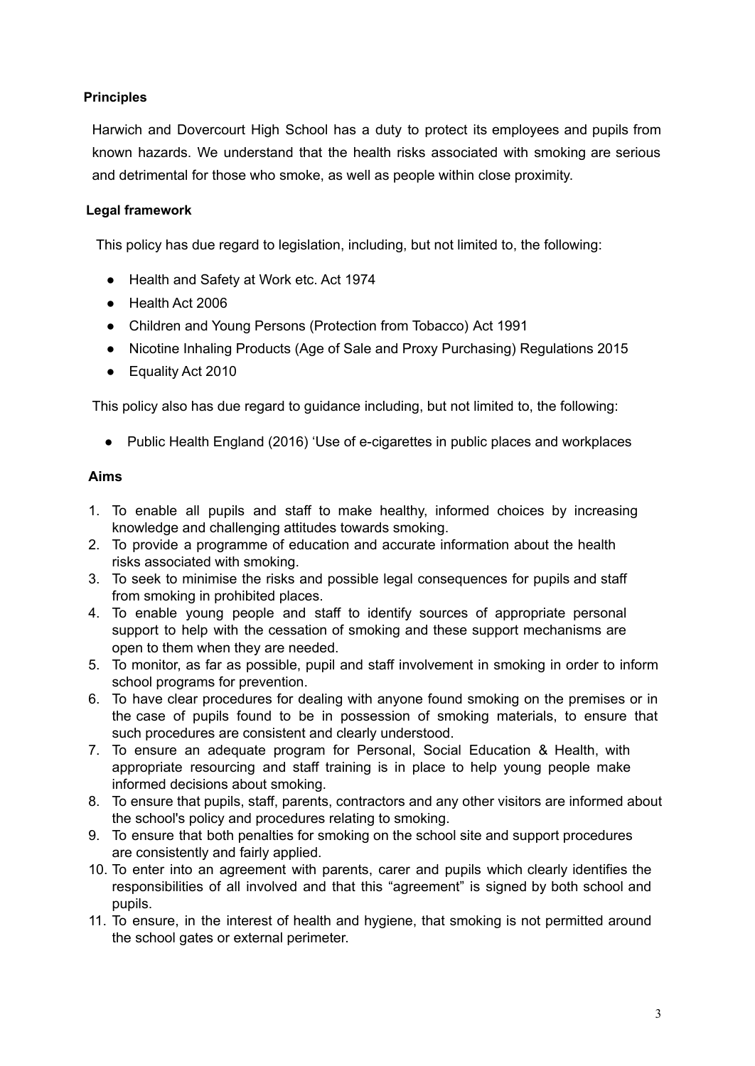**Principles**

Harwich and Dovercourt High School has a duty to protect its employees and pupils from known hazards. We understand that the health risks associated with smoking are serious and detrimental for those who smoke, as well as people within close proximity.

**Legal framework**

This policy has due regard to legislation, including, but not limited to, the following:

- Health and Safety at Work etc. Act 1974
- Health Act 2006
- Children and Young Persons (Protection from Tobacco) Act 1991
- Nicotine Inhaling Products (Age of Sale and Proxy Purchasing) Regulations 2015
- Equality Act 2010

This policy also has due regard to guidance including, but not limited to, the following:

- Public Health England (2016) 'Use of e-cigarettes in public places and workplaces

**Aims**

1. To enable all pupils and staff to make healthy, informed choices by increasing knowledge and challenging attitudes towards smoking.
2. To provide a programme of education and accurate information about the health risks associated with smoking.
3. To seek to minimise the risks and possible legal consequences for pupils and staff from smoking in prohibited places.
4. To enable young people and staff to identify sources of appropriate personal support to help with the cessation of smoking and these support mechanisms are open to them when they are needed.
5. To monitor, as far as possible, pupil and staff involvement in smoking in order to inform school programs for prevention.
6. To have clear procedures for dealing with anyone found smoking on the premises or in the case of pupils found to be in possession of smoking materials, to ensure that such procedures are consistent and clearly understood.
7. To ensure an adequate program for Personal, Social Education & Health, with appropriate resourcing and staff training is in place to help young people make informed decisions about smoking.
8. To ensure that pupils, staff, parents, contractors and any other visitors are informed about the school's policy and procedures relating to smoking.
9. To ensure that both penalties for smoking on the school site and support procedures are consistently and fairly applied.
10. To enter into an agreement with parents, carer and pupils which clearly identifies the responsibilities of all involved and that this "agreement" is signed by both school and pupils.
11. To ensure, in the interest of health and hygiene, that smoking is not permitted around the school gates or external perimeter.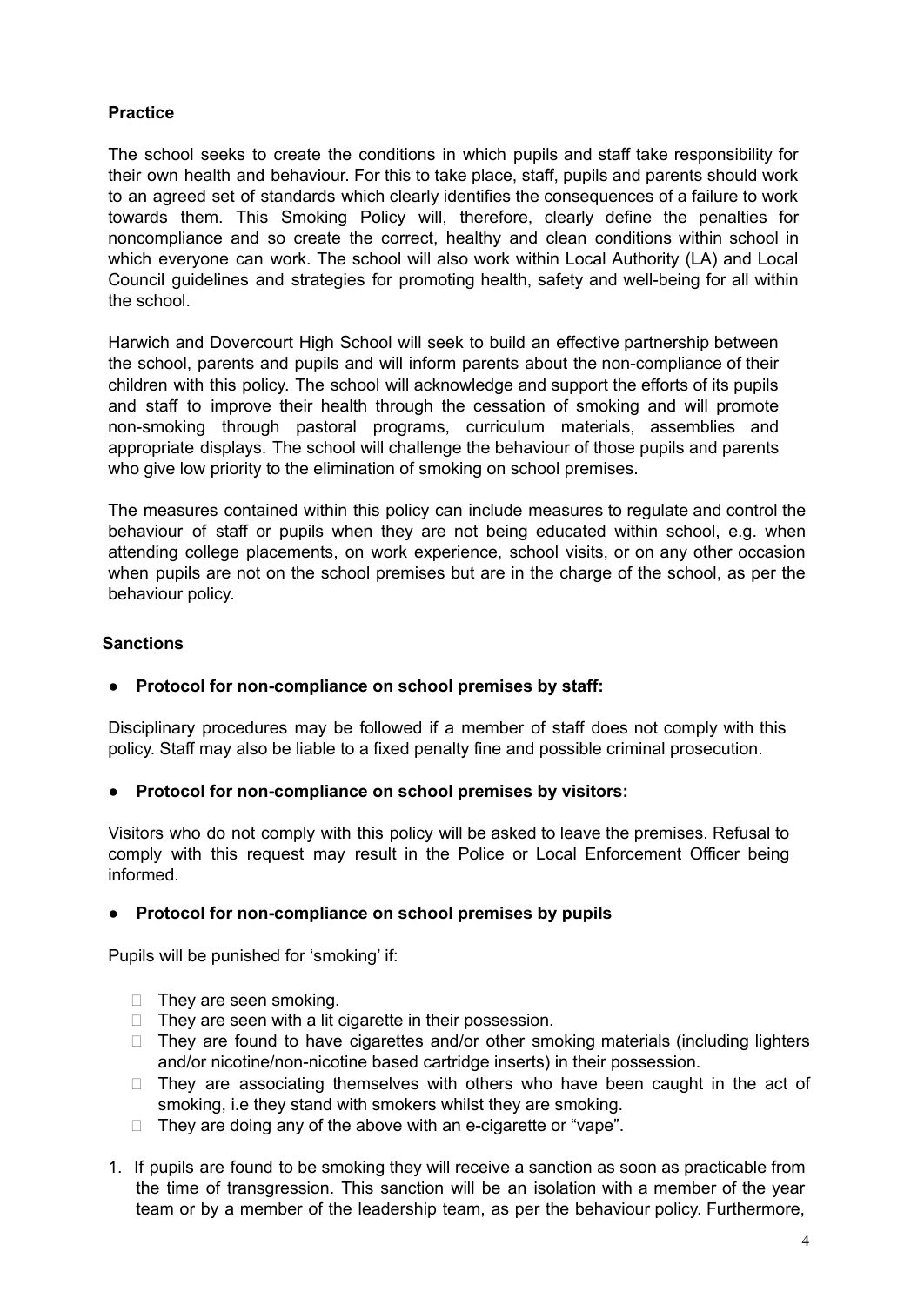**Practice**

The school seeks to create the conditions in which pupils and staff take responsibility for their own health and behaviour. For this to take place, staff, pupils and parents should work to an agreed set of standards which clearly identifies the consequences of a failure to work towards them. This Smoking Policy will, therefore, clearly define the penalties for noncompliance and so create the correct, healthy and clean conditions within school in which everyone can work. The school will also work within Local Authority (LA) and Local Council guidelines and strategies for promoting health, safety and well-being for all within the school.

Harwich and Dovercourt High School will seek to build an effective partnership between the school, parents and pupils and will inform parents about the non-compliance of their children with this policy. The school will acknowledge and support the efforts of its pupils and staff to improve their health through the cessation of smoking and will promote non-smoking through pastoral programs, curriculum materials, assemblies and appropriate displays. The school will challenge the behaviour of those pupils and parents who give low priority to the elimination of smoking on school premises.

The measures contained within this policy can include measures to regulate and control the behaviour of staff or pupils when they are not being educated within school, e.g. when attending college placements, on work experience, school visits, or on any other occasion when pupils are not on the school premises but are in the charge of the school, as per the behaviour policy.

**Sanctions**

- **Protocol for non-compliance on school premises by staff:**

Disciplinary procedures may be followed if a member of staff does not comply with this policy. Staff may also be liable to a fixed penalty fine and possible criminal prosecution.

- **Protocol for non-compliance on school premises by visitors:**

Visitors who do not comply with this policy will be asked to leave the premises. Refusal to comply with this request may result in the Police or Local Enforcement Officer being informed.

- **Protocol for non-compliance on school premises by pupils**

Pupils will be punished for 'smoking' if:

- They are seen smoking.
- They are seen with a lit cigarette in their possession.
- They are found to have cigarettes and/or other smoking materials (including lighters and/or nicotine/non-nicotine based cartridge inserts) in their possession.
- They are associating themselves with others who have been caught in the act of smoking, i.e they stand with smokers whilst they are smoking.
- They are doing any of the above with an e-cigarette or "vape".

1. If pupils are found to be smoking they will receive a sanction as soon as practicable from the time of transgression. This sanction will be an isolation with a member of the year team or by a member of the leadership team, as per the behaviour policy. Furthermore,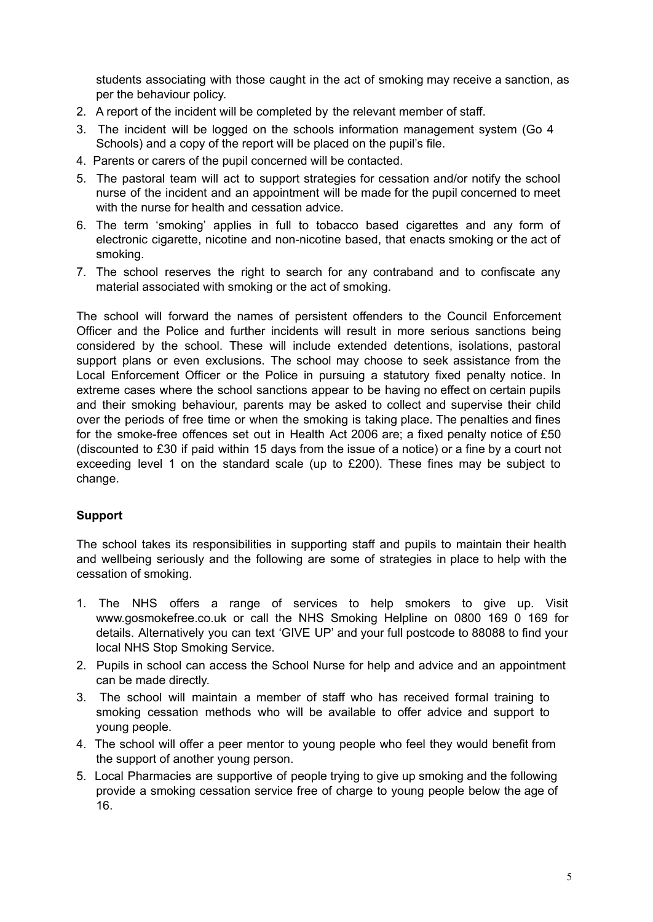students associating with those caught in the act of smoking may receive a sanction, as per the behaviour policy.

2. A report of the incident will be completed by the relevant member of staff.
3. The incident will be logged on the schools information management system (Go 4 Schools) and a copy of the report will be placed on the pupil's file.
4. Parents or carers of the pupil concerned will be contacted.
5. The pastoral team will act to support strategies for cessation and/or notify the school nurse of the incident and an appointment will be made for the pupil concerned to meet with the nurse for health and cessation advice.
6. The term 'smoking' applies in full to tobacco based cigarettes and any form of electronic cigarette, nicotine and non-nicotine based, that enacts smoking or the act of smoking.
7. The school reserves the right to search for any contraband and to confiscate any material associated with smoking or the act of smoking.

The school will forward the names of persistent offenders to the Council Enforcement Officer and the Police and further incidents will result in more serious sanctions being considered by the school. These will include extended detentions, isolations, pastoral support plans or even exclusions. The school may choose to seek assistance from the Local Enforcement Officer or the Police in pursuing a statutory fixed penalty notice. In extreme cases where the school sanctions appear to be having no effect on certain pupils and their smoking behaviour, parents may be asked to collect and supervise their child over the periods of free time or when the smoking is taking place. The penalties and fines for the smoke-free offences set out in Health Act 2006 are; a fixed penalty notice of £50 (discounted to £30 if paid within 15 days from the issue of a notice) or a fine by a court not exceeding level 1 on the standard scale (up to £200). These fines may be subject to change.

**Support**

The school takes its responsibilities in supporting staff and pupils to maintain their health and wellbeing seriously and the following are some of strategies in place to help with the cessation of smoking.

1. The NHS offers a range of services to help smokers to give up. Visit www.gosmokefree.co.uk or call the NHS Smoking Helpline on 0800 169 0 169 for details. Alternatively you can text 'GIVE UP' and your full postcode to 88088 to find your local NHS Stop Smoking Service.
2. Pupils in school can access the School Nurse for help and advice and an appointment can be made directly.
3. The school will maintain a member of staff who has received formal training to smoking cessation methods who will be available to offer advice and support to young people.
4. The school will offer a peer mentor to young people who feel they would benefit from the support of another young person.
5. Local Pharmacies are supportive of people trying to give up smoking and the following provide a smoking cessation service free of charge to young people below the age of 16.